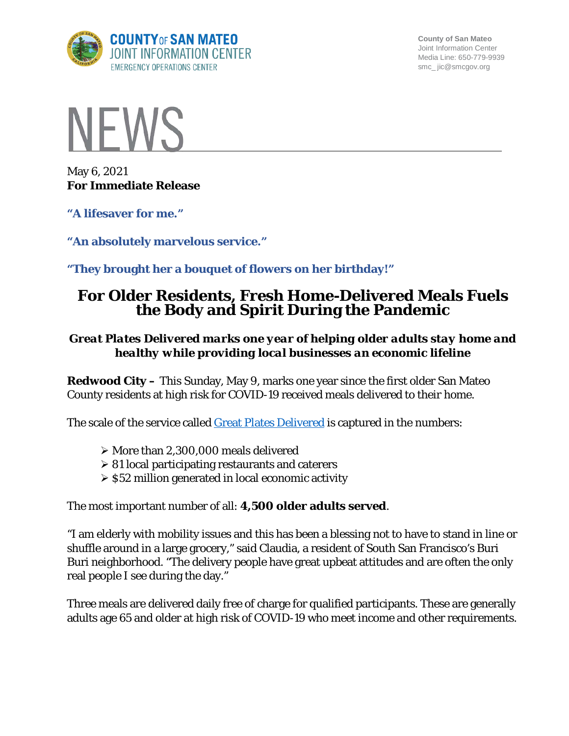COUNTY OF SAN MATEO
JOINT INFORMATION CENTER
EMERGENCY OPERATIONS CENTER

County of San Mateo
Joint Information Center
Media Line: 650-779-9939
smc_ jic@smcgov.org

# NEWS

May 6, 2021
**For Immediate Release**

**"A lifesaver for me."**

**"An absolutely marvelous service."**

**"They brought her a bouquet of flowers on her birthday!"**

# For Older Residents, Fresh Home-Delivered Meals Fuels the Body and Spirit During the Pandemic

### *Great Plates Delivered marks one year of helping older adults stay home and healthy while providing local businesses an economic lifeline*

**Redwood City –** This Sunday, May 9, marks one year since the first older San Mateo County residents at high risk for COVID-19 received meals delivered to their home.

The scale of the service called Great Plates Delivered is captured in the numbers:

- More than 2,300,000 meals delivered
- 81 local participating restaurants and caterers
- $52 million generated in local economic activity

The most important number of all: **4,500 older adults served**.

"I am elderly with mobility issues and this has been a blessing not to have to stand in line or shuffle around in a large grocery," said Claudia, a resident of South San Francisco's Buri Buri neighborhood. "The delivery people have great upbeat attitudes and are often the only real people I see during the day."

Three meals are delivered daily free of charge for qualified participants. These are generally adults age 65 and older at high risk of COVID-19 who meet income and other requirements.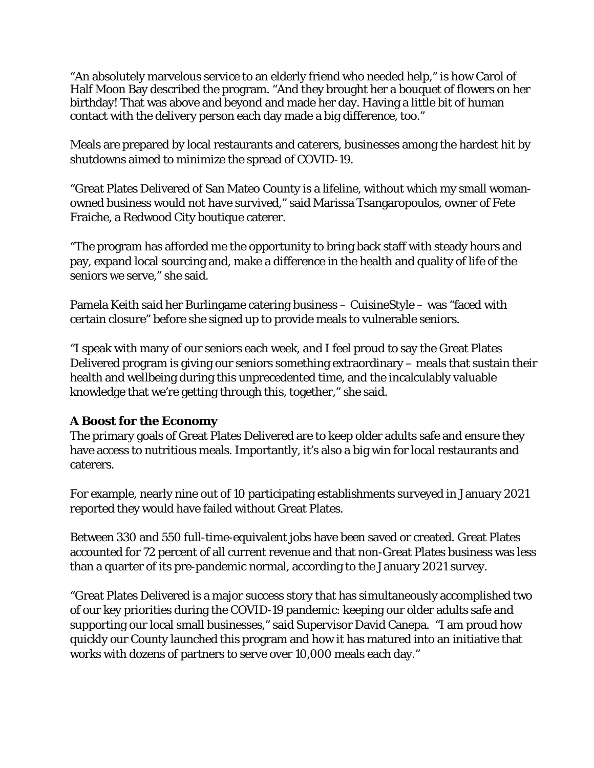"An absolutely marvelous service to an elderly friend who needed help," is how Carol of Half Moon Bay described the program. "And they brought her a bouquet of flowers on her birthday! That was above and beyond and made her day. Having a little bit of human contact with the delivery person each day made a big difference, too."

Meals are prepared by local restaurants and caterers, businesses among the hardest hit by shutdowns aimed to minimize the spread of COVID-19.

"Great Plates Delivered of San Mateo County is a lifeline, without which my small woman-owned business would not have survived," said Marissa Tsangaropoulos, owner of Fete Fraiche, a Redwood City boutique caterer.

"The program has afforded me the opportunity to bring back staff with steady hours and pay, expand local sourcing and, make a difference in the health and quality of life of the seniors we serve," she said.

Pamela Keith said her Burlingame catering business – CuisineStyle – was "faced with certain closure" before she signed up to provide meals to vulnerable seniors.

"I speak with many of our seniors each week, and I feel proud to say the Great Plates Delivered program is giving our seniors something extraordinary – meals that sustain their health and wellbeing during this unprecedented time, and the incalculably valuable knowledge that we're getting through this, together," she said.

**A Boost for the Economy**

The primary goals of Great Plates Delivered are to keep older adults safe and ensure they have access to nutritious meals. Importantly, it's also a big win for local restaurants and caterers.

For example, nearly nine out of 10 participating establishments surveyed in January 2021 reported they would have failed without Great Plates.

Between 330 and 550 full-time-equivalent jobs have been saved or created. Great Plates accounted for 72 percent of all current revenue and that non-Great Plates business was less than a quarter of its pre-pandemic normal, according to the January 2021 survey.

"Great Plates Delivered is a major success story that has simultaneously accomplished two of our key priorities during the COVID-19 pandemic: keeping our older adults safe and supporting our local small businesses," said Supervisor David Canepa. "I am proud how quickly our County launched this program and how it has matured into an initiative that works with dozens of partners to serve over 10,000 meals each day."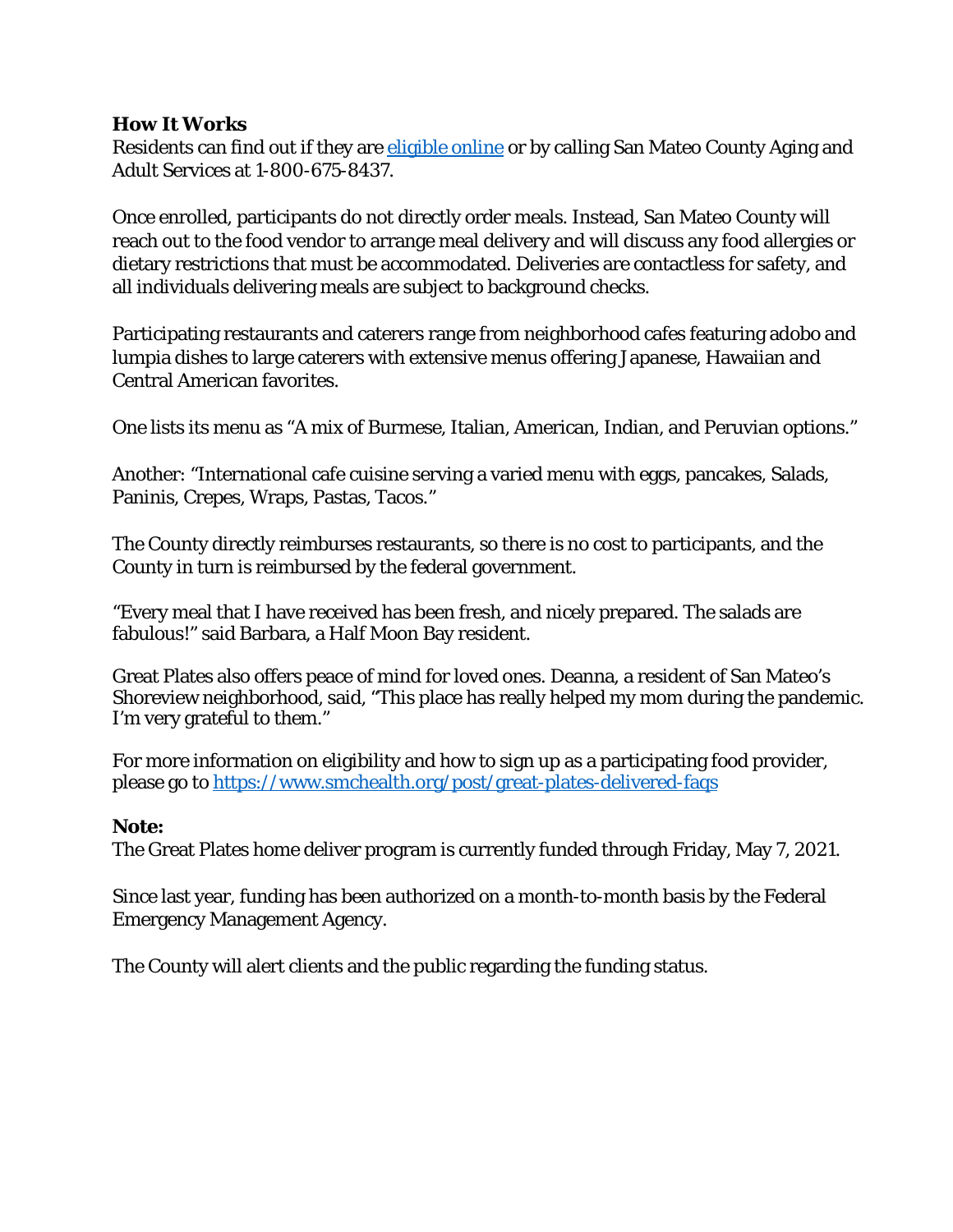**How It Works**

Residents can find out if they are [eligible online](#) or by calling San Mateo County Aging and Adult Services at 1-800-675-8437.

Once enrolled, participants do not directly order meals. Instead, San Mateo County will reach out to the food vendor to arrange meal delivery and will discuss any food allergies or dietary restrictions that must be accommodated. Deliveries are contactless for safety, and all individuals delivering meals are subject to background checks.

Participating restaurants and caterers range from neighborhood cafes featuring adobo and lumpia dishes to large caterers with extensive menus offering Japanese, Hawaiian and Central American favorites.

One lists its menu as "A mix of Burmese, Italian, American, Indian, and Peruvian options."

Another: "International cafe cuisine serving a varied menu with eggs, pancakes, Salads, Paninis, Crepes, Wraps, Pastas, Tacos."

The County directly reimburses restaurants, so there is no cost to participants, and the County in turn is reimbursed by the federal government.

"Every meal that I have received has been fresh, and nicely prepared. The salads are fabulous!" said Barbara, a Half Moon Bay resident.

Great Plates also offers peace of mind for loved ones. Deanna, a resident of San Mateo's Shoreview neighborhood, said, "This place has really helped my mom during the pandemic. I'm very grateful to them."

For more information on eligibility and how to sign up as a participating food provider, please go to https://www.smchealth.org/post/great-plates-delivered-faqs

**Note:**

The Great Plates home deliver program is currently funded through Friday, May 7, 2021.

Since last year, funding has been authorized on a month-to-month basis by the Federal Emergency Management Agency.

The County will alert clients and the public regarding the funding status.